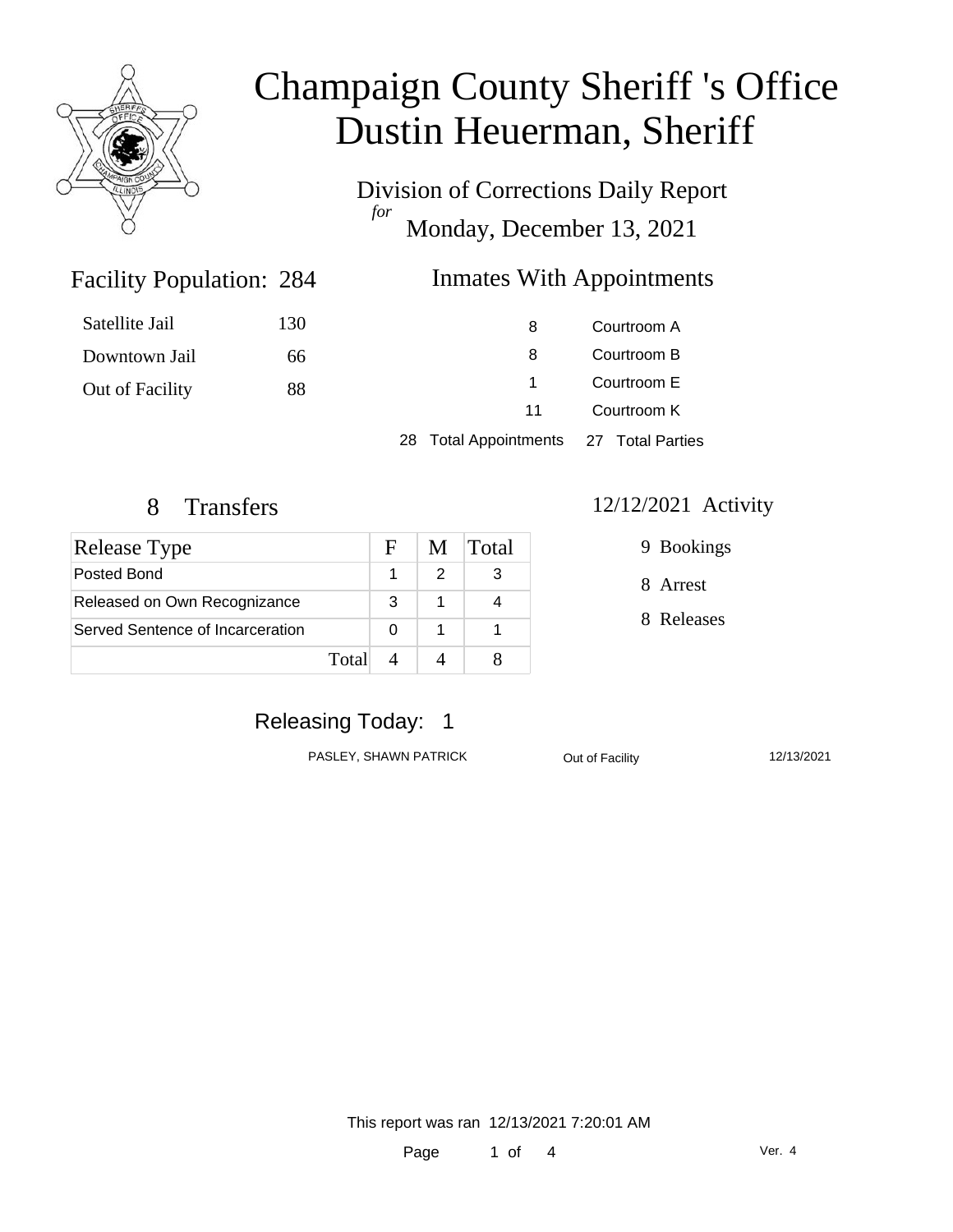# Champaign County Sheriff 's Office
# Dustin Heuerman, Sheriff

## Division of Corrections Daily Report
*for*
## Monday, December 13, 2021

### Facility Population: 284

| | |
|---|---|
| Satellite Jail | 130 |
| Downtown Jail | 66 |
| Out of Facility | 88 |

### Inmates With Appointments

| | |
|---|---|
| 8 | Courtroom A |
| 8 | Courtroom B |
| 1 | Courtroom E |
| 11 | Courtroom K |

28 Total Appointments 27 Total Parties

### 8 Transfers

| Release Type | F | M | Total |
|---|---|---|---|
| Posted Bond | 1 | 2 | 3 |
| Released on Own Recognizance | 3 | 1 | 4 |
| Served Sentence of Incarceration | 0 | 1 | 1 |
| Total | 4 | 4 | 8 |

### 12/12/2021 Activity

9 Bookings

8 Arrest

8 Releases

### Releasing Today: 1

| | | |
|---|---|---|
| PASLEY, SHAWN PATRICK | Out of Facility | 12/13/2021 |

This report was ran 12/13/2021 7:20:01 AM

Ver. 4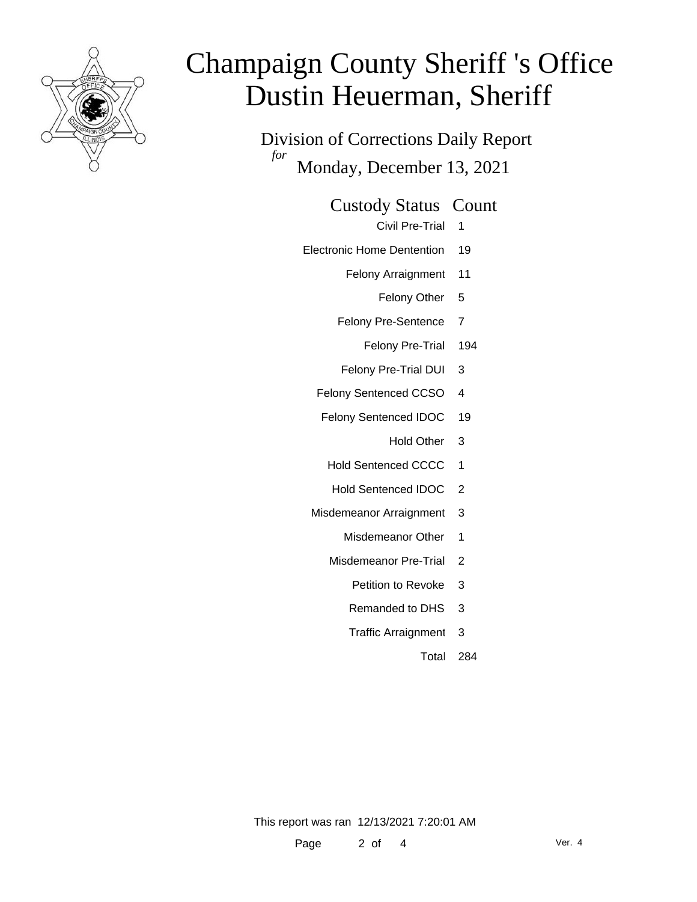# Champaign County Sheriff 's Office
# Dustin Heuerman, Sheriff

Division of Corrections Daily Report
*for*
Monday, December 13, 2021

| Custody Status | Count |
|---|---|
| Civil Pre-Trial | 1 |
| Electronic Home Dentention | 19 |
| Felony Arraignment | 11 |
| Felony Other | 5 |
| Felony Pre-Sentence | 7 |
| Felony Pre-Trial | 194 |
| Felony Pre-Trial DUI | 3 |
| Felony Sentenced CCSO | 4 |
| Felony Sentenced IDOC | 19 |
| Hold Other | 3 |
| Hold Sentenced CCCC | 1 |
| Hold Sentenced IDOC | 2 |
| Misdemeanor Arraignment | 3 |
| Misdemeanor Other | 1 |
| Misdemeanor Pre-Trial | 2 |
| Petition to Revoke | 3 |
| Remanded to DHS | 3 |
| Traffic Arraignment | 3 |
| Total | 284 |

This report was ran 12/13/2021 7:20:01 AM

Ver. 4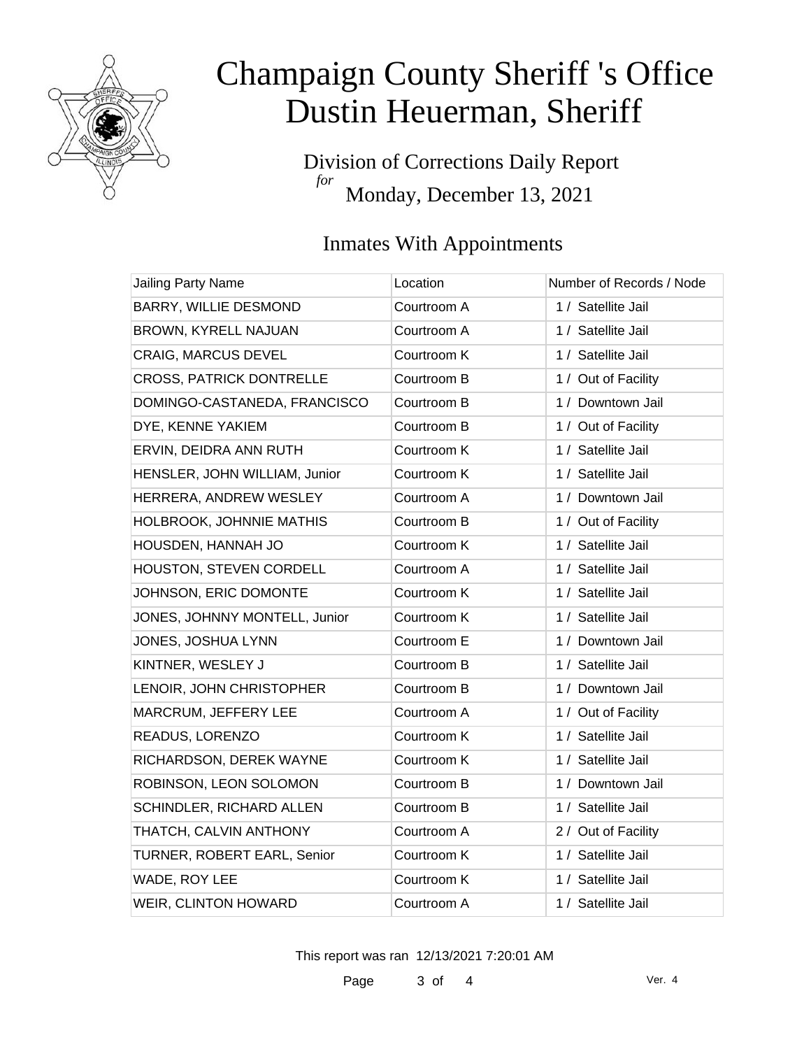# Champaign County Sheriff 's Office
# Dustin Heuerman, Sheriff

## Division of Corrections Daily Report
*for*
## Monday, December 13, 2021

### Inmates With Appointments

| Jailing Party Name | Location | Number of Records / Node |
|---|---|---|
| BARRY, WILLIE DESMOND | Courtroom A | 1 / Satellite Jail |
| BROWN, KYRELL NAJUAN | Courtroom A | 1 / Satellite Jail |
| CRAIG, MARCUS DEVEL | Courtroom K | 1 / Satellite Jail |
| CROSS, PATRICK DONTRELLE | Courtroom B | 1 / Out of Facility |
| DOMINGO-CASTANEDA, FRANCISCO | Courtroom B | 1 / Downtown Jail |
| DYE, KENNE YAKIEM | Courtroom B | 1 / Out of Facility |
| ERVIN, DEIDRA ANN RUTH | Courtroom K | 1 / Satellite Jail |
| HENSLER, JOHN WILLIAM, Junior | Courtroom K | 1 / Satellite Jail |
| HERRERA, ANDREW WESLEY | Courtroom A | 1 / Downtown Jail |
| HOLBROOK, JOHNNIE MATHIS | Courtroom B | 1 / Out of Facility |
| HOUSDEN, HANNAH JO | Courtroom K | 1 / Satellite Jail |
| HOUSTON, STEVEN CORDELL | Courtroom A | 1 / Satellite Jail |
| JOHNSON, ERIC DOMONTE | Courtroom K | 1 / Satellite Jail |
| JONES, JOHNNY MONTELL, Junior | Courtroom K | 1 / Satellite Jail |
| JONES, JOSHUA LYNN | Courtroom E | 1 / Downtown Jail |
| KINTNER, WESLEY J | Courtroom B | 1 / Satellite Jail |
| LENOIR, JOHN CHRISTOPHER | Courtroom B | 1 / Downtown Jail |
| MARCRUM, JEFFERY LEE | Courtroom A | 1 / Out of Facility |
| READUS, LORENZO | Courtroom K | 1 / Satellite Jail |
| RICHARDSON, DEREK WAYNE | Courtroom K | 1 / Satellite Jail |
| ROBINSON, LEON SOLOMON | Courtroom B | 1 / Downtown Jail |
| SCHINDLER, RICHARD ALLEN | Courtroom B | 1 / Satellite Jail |
| THATCH, CALVIN ANTHONY | Courtroom A | 2 / Out of Facility |
| TURNER, ROBERT EARL, Senior | Courtroom K | 1 / Satellite Jail |
| WADE, ROY LEE | Courtroom K | 1 / Satellite Jail |
| WEIR, CLINTON HOWARD | Courtroom A | 1 / Satellite Jail |

This report was ran 12/13/2021 7:20:01 AM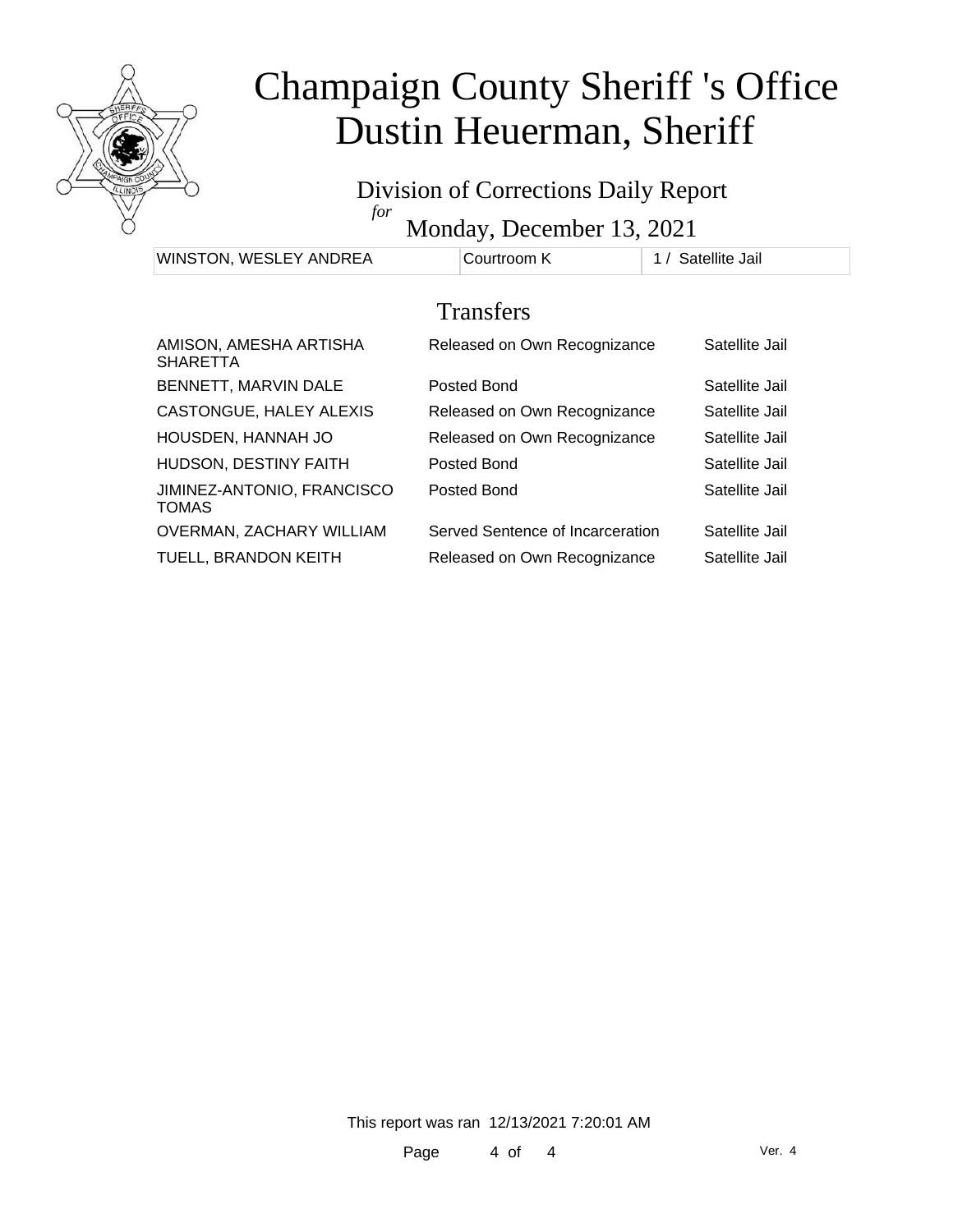# Champaign County Sheriff 's Office
# Dustin Heuerman, Sheriff

Division of Corrections Daily Report

*for* Monday, December 13, 2021

| | | |
|---|---|---|
| WINSTON, WESLEY ANDREA | Courtroom K | 1 / Satellite Jail |

## Transfers

| | | |
|---|---|---|
| AMISON, AMESHA ARTISHA SHARETTA | Released on Own Recognizance | Satellite Jail |
| BENNETT, MARVIN DALE | Posted Bond | Satellite Jail |
| CASTONGUE, HALEY ALEXIS | Released on Own Recognizance | Satellite Jail |
| HOUSDEN, HANNAH JO | Released on Own Recognizance | Satellite Jail |
| HUDSON, DESTINY FAITH | Posted Bond | Satellite Jail |
| JIMINEZ-ANTONIO, FRANCISCO TOMAS | Posted Bond | Satellite Jail |
| OVERMAN, ZACHARY WILLIAM | Served Sentence of Incarceration | Satellite Jail |
| TUELL, BRANDON KEITH | Released on Own Recognizance | Satellite Jail |

This report was ran 12/13/2021 7:20:01 AM

Ver. 4